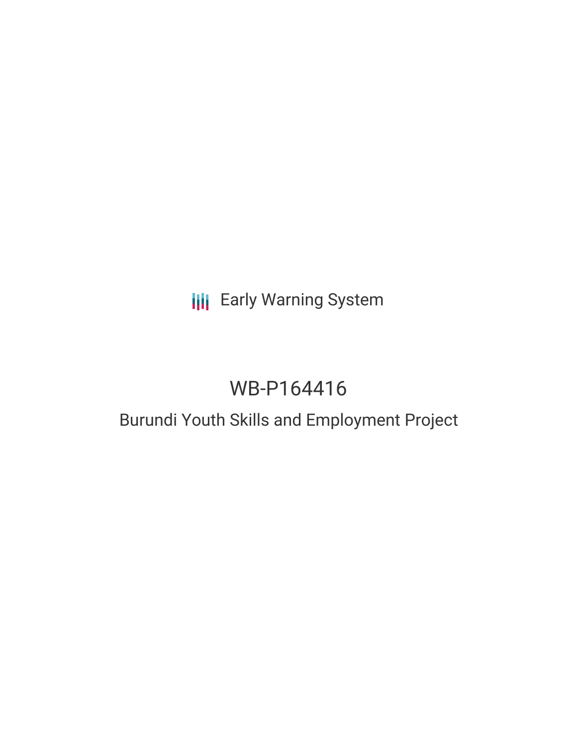Early Warning System

# WB-P164416

## Burundi Youth Skills and Employment Project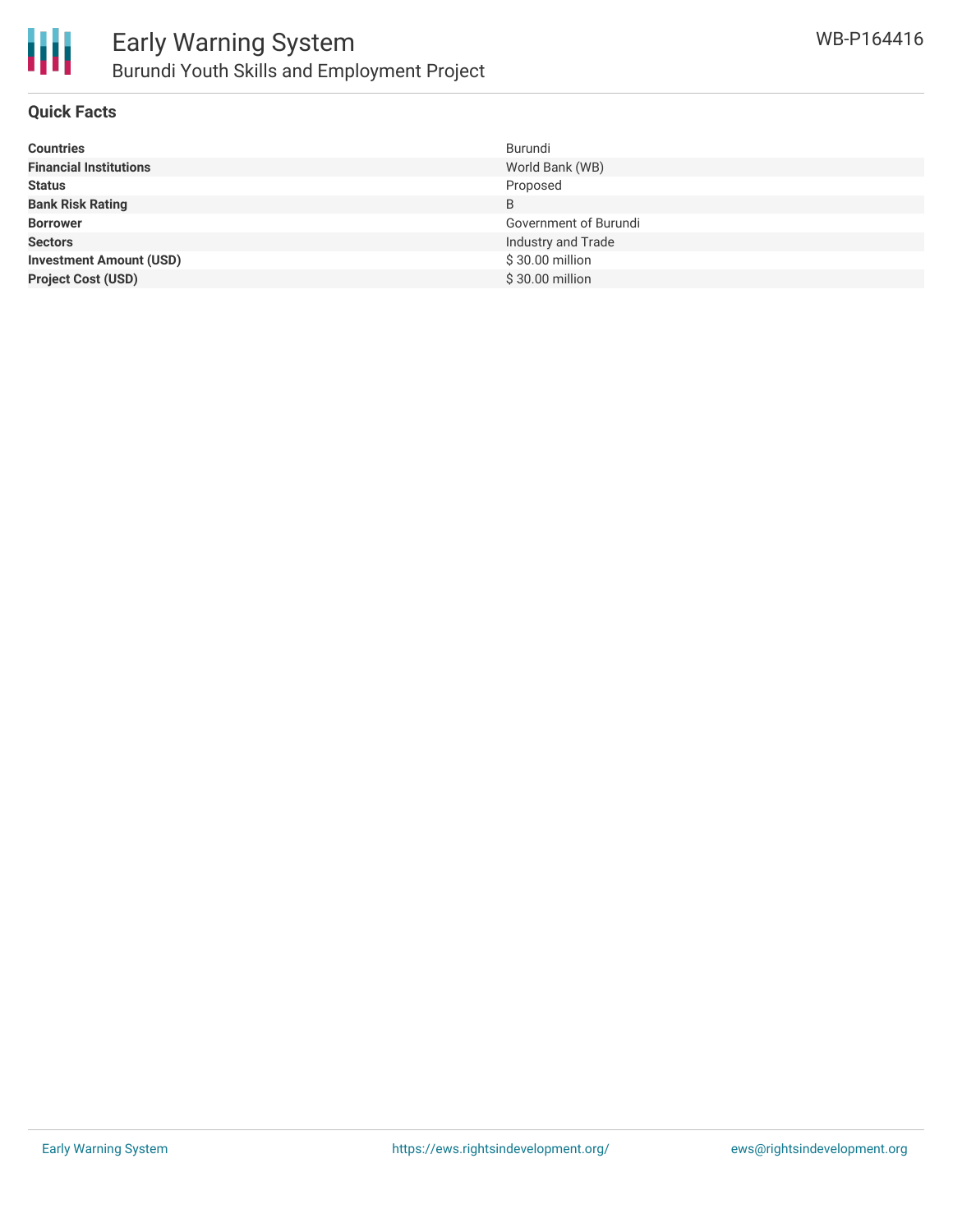## Quick Facts

| | |
|---|---|
| **Countries** | Burundi |
| **Financial Institutions** | World Bank (WB) |
| **Status** | Proposed |
| **Bank Risk Rating** | B |
| **Borrower** | Government of Burundi |
| **Sectors** | Industry and Trade |
| **Investment Amount (USD)** | $ 30.00 million |
| **Project Cost (USD)** | $ 30.00 million |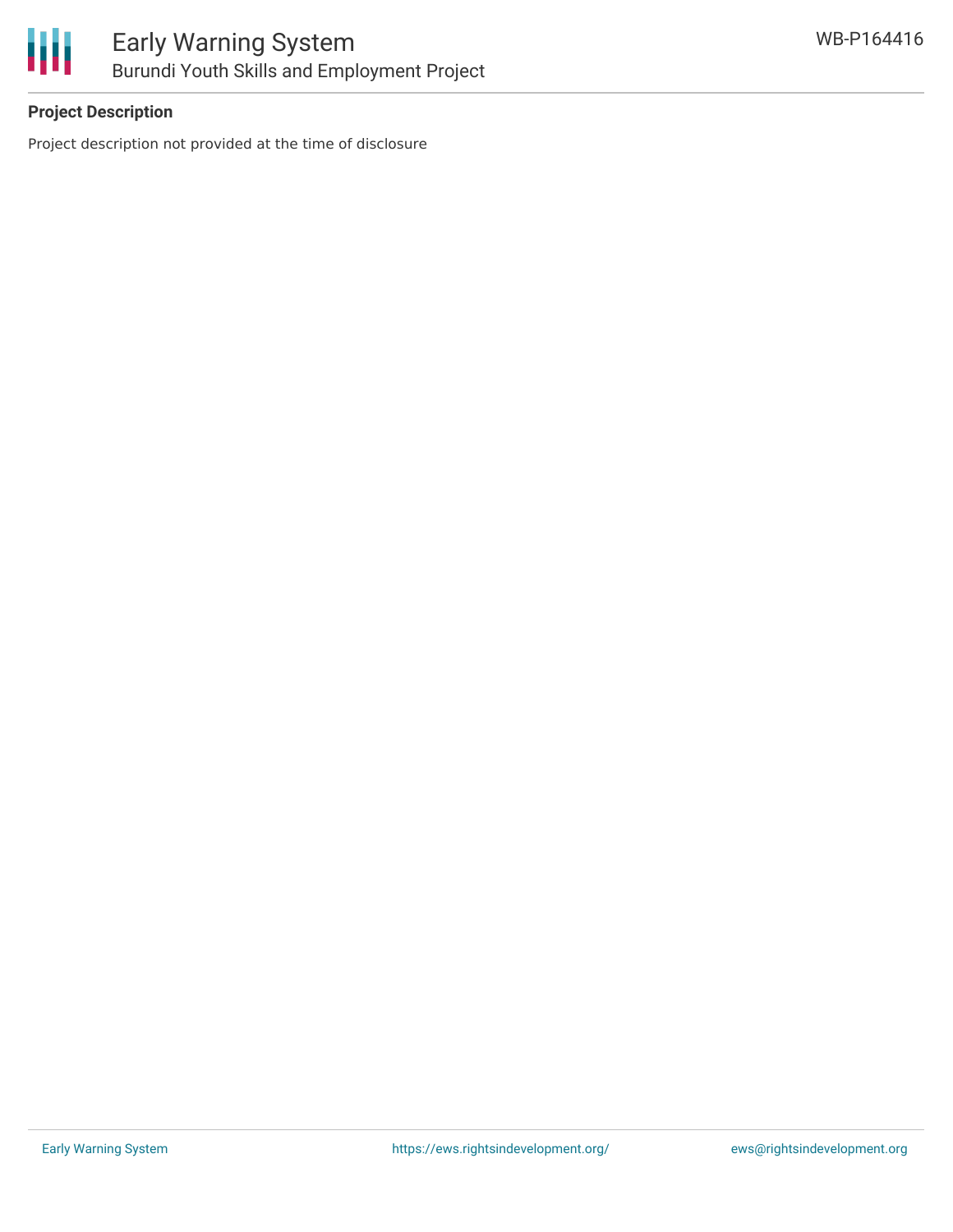**Project Description**

Project description not provided at the time of disclosure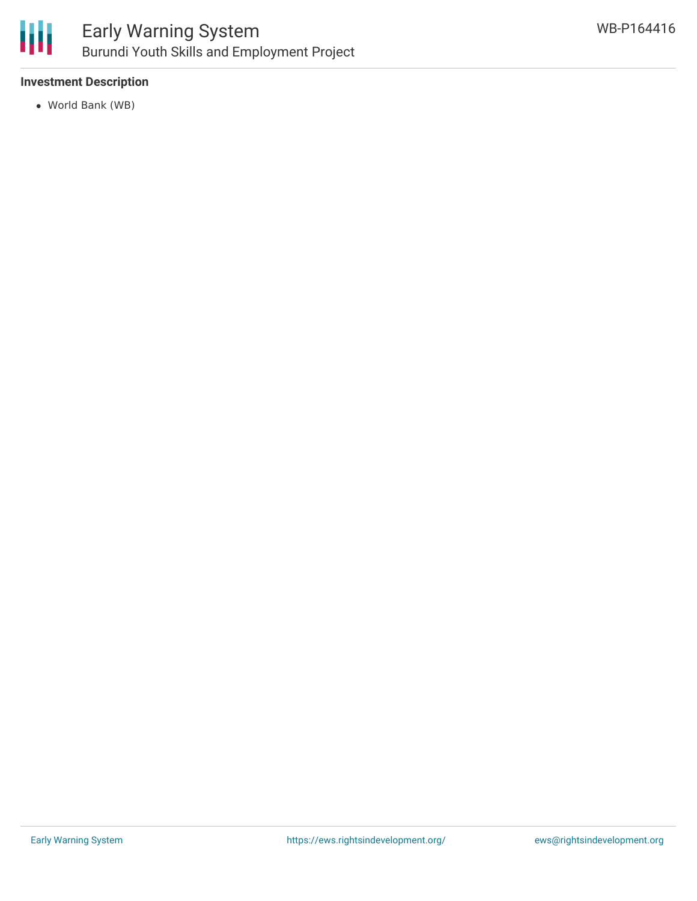**Investment Description**

- World Bank (WB)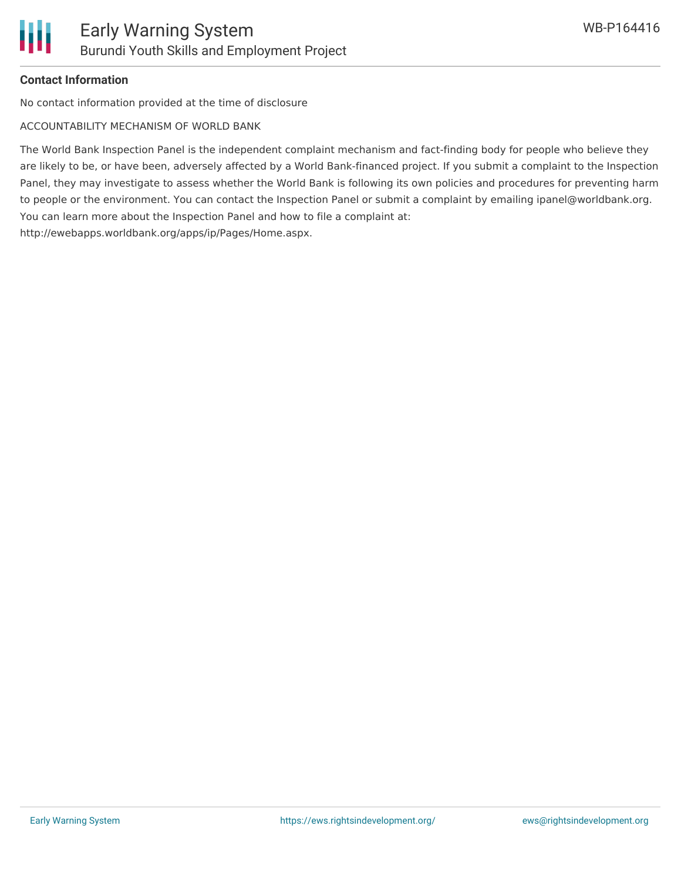**Contact Information**

No contact information provided at the time of disclosure

ACCOUNTABILITY MECHANISM OF WORLD BANK

The World Bank Inspection Panel is the independent complaint mechanism and fact-finding body for people who believe they are likely to be, or have been, adversely affected by a World Bank-financed project. If you submit a complaint to the Inspection Panel, they may investigate to assess whether the World Bank is following its own policies and procedures for preventing harm to people or the environment. You can contact the Inspection Panel or submit a complaint by emailing ipanel@worldbank.org. You can learn more about the Inspection Panel and how to file a complaint at: http://ewebapps.worldbank.org/apps/ip/Pages/Home.aspx.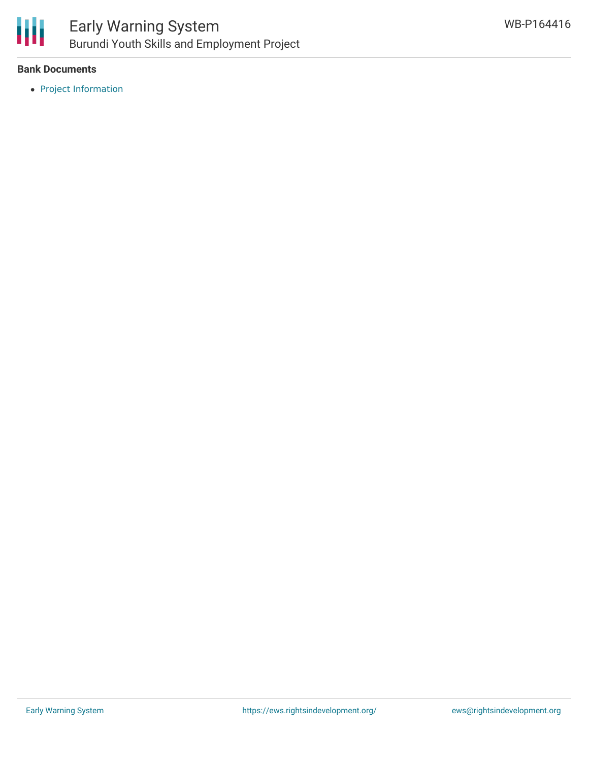**Bank Documents**

- Project Information